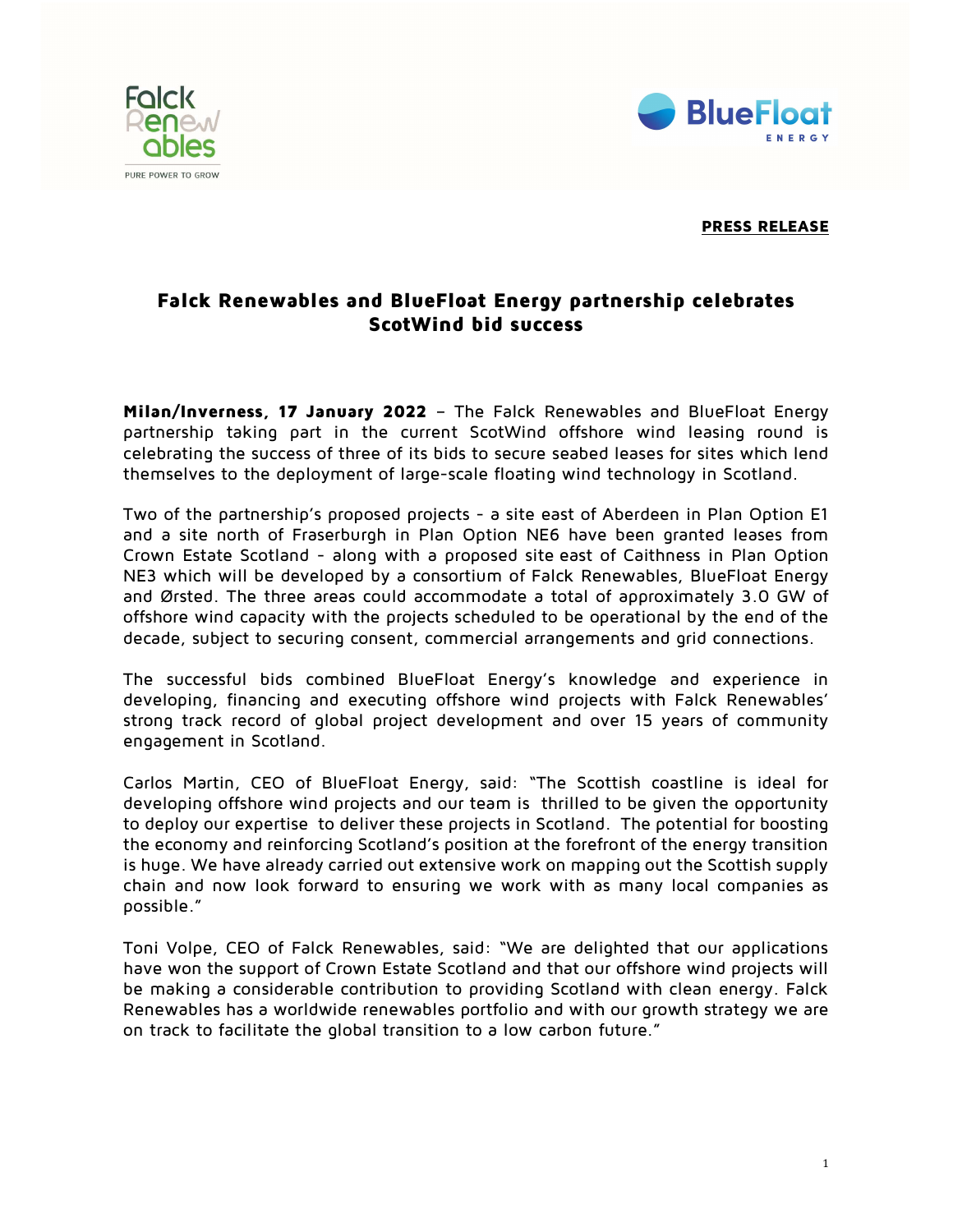**PRESS RELEASE**

# Falck Renewables and BlueFloat Energy partnership celebrates ScotWind bid success

**Milan/Inverness, 17 January 2022** – The Falck Renewables and BlueFloat Energy partnership taking part in the current ScotWind offshore wind leasing round is celebrating the success of three of its bids to secure seabed leases for sites which lend themselves to the deployment of large-scale floating wind technology in Scotland.

Two of the partnership's proposed projects - a site east of Aberdeen in Plan Option E1 and a site north of Fraserburgh in Plan Option NE6 have been granted leases from Crown Estate Scotland - along with a proposed site east of Caithness in Plan Option NE3 which will be developed by a consortium of Falck Renewables, BlueFloat Energy and Ørsted. The three areas could accommodate a total of approximately 3.0 GW of offshore wind capacity with the projects scheduled to be operational by the end of the decade, subject to securing consent, commercial arrangements and grid connections.

The successful bids combined BlueFloat Energy's knowledge and experience in developing, financing and executing offshore wind projects with Falck Renewables' strong track record of global project development and over 15 years of community engagement in Scotland.

Carlos Martin, CEO of BlueFloat Energy, said: "The Scottish coastline is ideal for developing offshore wind projects and our team is thrilled to be given the opportunity to deploy our expertise to deliver these projects in Scotland. The potential for boosting the economy and reinforcing Scotland's position at the forefront of the energy transition is huge. We have already carried out extensive work on mapping out the Scottish supply chain and now look forward to ensuring we work with as many local companies as possible."

Toni Volpe, CEO of Falck Renewables, said: "We are delighted that our applications have won the support of Crown Estate Scotland and that our offshore wind projects will be making a considerable contribution to providing Scotland with clean energy. Falck Renewables has a worldwide renewables portfolio and with our growth strategy we are on track to facilitate the global transition to a low carbon future."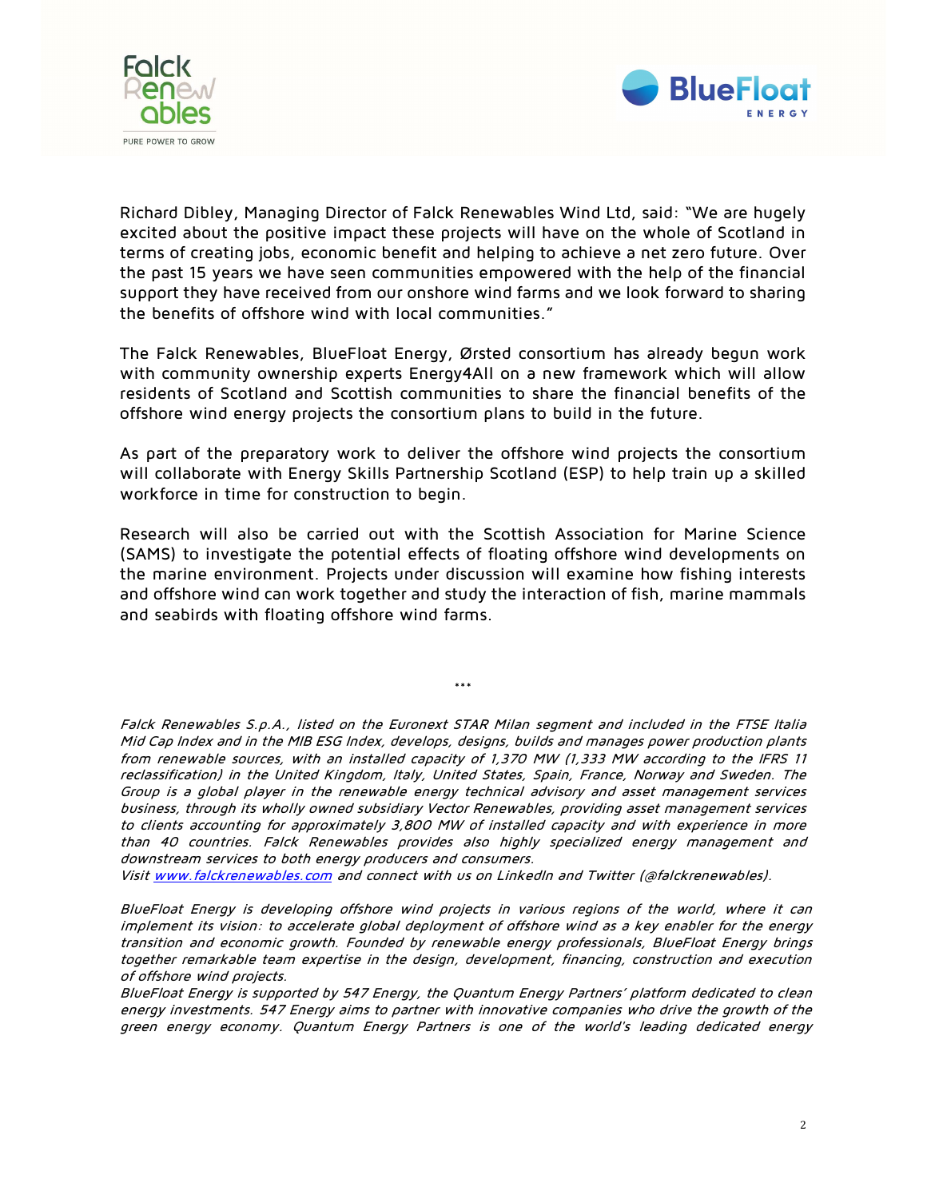Richard Dibley, Managing Director of Falck Renewables Wind Ltd, said: "We are hugely excited about the positive impact these projects will have on the whole of Scotland in terms of creating jobs, economic benefit and helping to achieve a net zero future. Over the past 15 years we have seen communities empowered with the help of the financial support they have received from our onshore wind farms and we look forward to sharing the benefits of offshore wind with local communities."

The Falck Renewables, BlueFloat Energy, Ørsted consortium has already begun work with community ownership experts Energy4All on a new framework which will allow residents of Scotland and Scottish communities to share the financial benefits of the offshore wind energy projects the consortium plans to build in the future.

As part of the preparatory work to deliver the offshore wind projects the consortium will collaborate with Energy Skills Partnership Scotland (ESP) to help train up a skilled workforce in time for construction to begin.

Research will also be carried out with the Scottish Association for Marine Science (SAMS) to investigate the potential effects of floating offshore wind developments on the marine environment. Projects under discussion will examine how fishing interests and offshore wind can work together and study the interaction of fish, marine mammals and seabirds with floating offshore wind farms.

\*\*\*

*Falck Renewables S.p.A., listed on the Euronext STAR Milan segment and included in the FTSE Italia Mid Cap Index and in the MIB ESG Index, develops, designs, builds and manages power production plants from renewable sources, with an installed capacity of 1,370 MW (1,333 MW according to the IFRS 11 reclassification) in the United Kingdom, Italy, United States, Spain, France, Norway and Sweden. The Group is a global player in the renewable energy technical advisory and asset management services business, through its wholly owned subsidiary Vector Renewables, providing asset management services to clients accounting for approximately 3,800 MW of installed capacity and with experience in more than 40 countries. Falck Renewables provides also highly specialized energy management and downstream services to both energy producers and consumers.*
*Visit [www.falckrenewables.com](http://www.falckrenewables.com) and connect with us on LinkedIn and Twitter (@falckrenewables).*

*BlueFloat Energy is developing offshore wind projects in various regions of the world, where it can implement its vision: to accelerate global deployment of offshore wind as a key enabler for the energy transition and economic growth. Founded by renewable energy professionals, BlueFloat Energy brings together remarkable team expertise in the design, development, financing, construction and execution of offshore wind projects.*
*BlueFloat Energy is supported by 547 Energy, the Quantum Energy Partners' platform dedicated to clean energy investments. 547 Energy aims to partner with innovative companies who drive the growth of the green energy economy. Quantum Energy Partners is one of the world's leading dedicated energy*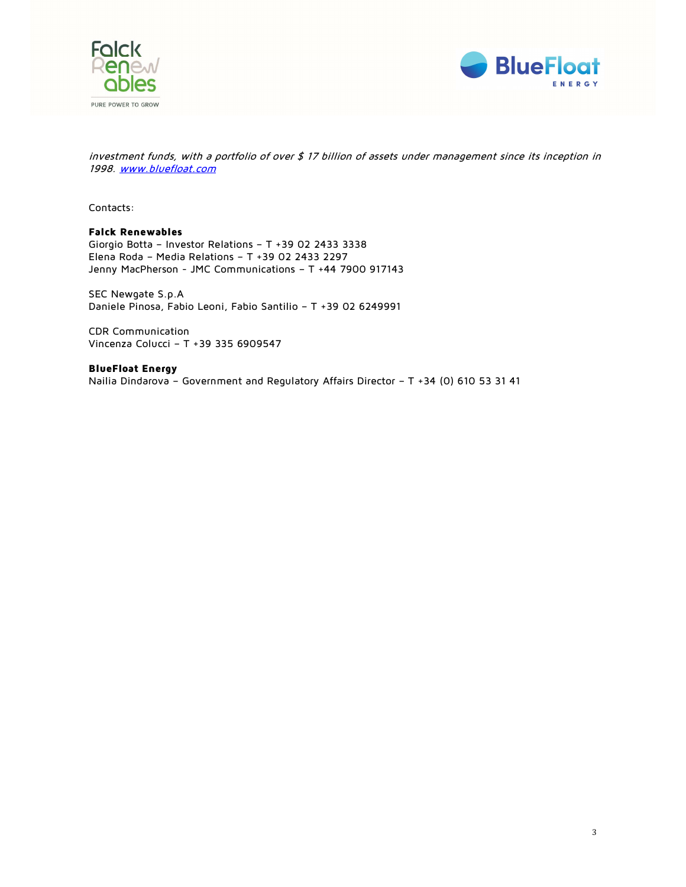*investment funds, with a portfolio of over $ 17 billion of assets under management since its inception in 1998. [www.bluefloat.com](http://www.bluefloat.com)*

Contacts:

**Falck Renewables**
Giorgio Botta – Investor Relations – T +39 02 2433 3338
Elena Roda – Media Relations – T +39 02 2433 2297
Jenny MacPherson - JMC Communications – T +44 7900 917143

SEC Newgate S.p.A
Daniele Pinosa, Fabio Leoni, Fabio Santilio – T +39 02 6249991

CDR Communication
Vincenza Colucci – T +39 335 6909547

**BlueFloat Energy**
Nailia Dindarova – Government and Regulatory Affairs Director – T +34 (0) 610 53 31 41